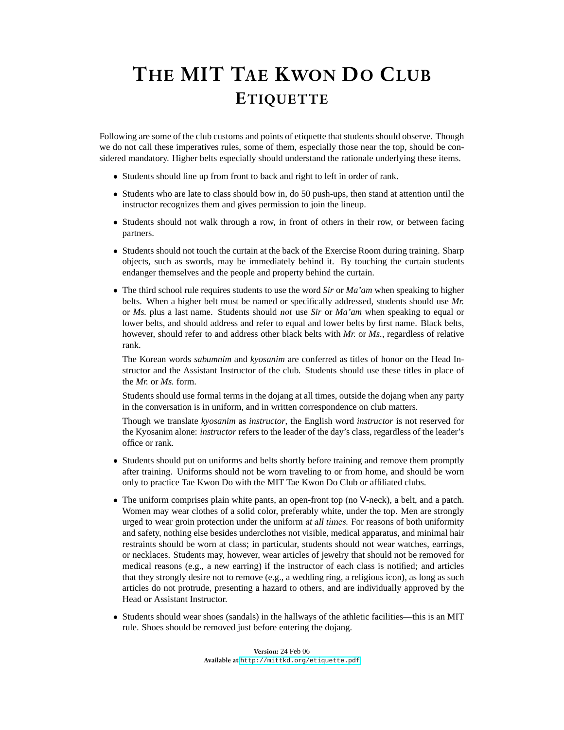# THE MIT TAE KWON DO CLUB
## ETIQUETTE

Following are some of the club customs and points of etiquette that students should observe. Though we do not call these imperatives rules, some of them, especially those near the top, should be considered mandatory. Higher belts especially should understand the rationale underlying these items.

- Students should line up from front to back and right to left in order of rank.
- Students who are late to class should bow in, do 50 push-ups, then stand at attention until the instructor recognizes them and gives permission to join the lineup.
- Students should not walk through a row, in front of others in their row, or between facing partners.
- Students should not touch the curtain at the back of the Exercise Room during training. Sharp objects, such as swords, may be immediately behind it. By touching the curtain students endanger themselves and the people and property behind the curtain.
- The third school rule requires students to use the word *Sir* or *Ma'am* when speaking to higher belts. When a higher belt must be named or specifically addressed, students should use *Mr.* or *Ms.* plus a last name. Students should *not* use *Sir* or *Ma'am* when speaking to equal or lower belts, and should address and refer to equal and lower belts by first name. Black belts, however, should refer to and address other black belts with *Mr.* or *Ms.*, regardless of relative rank.

  The Korean words *sabumnim* and *kyosanim* are conferred as titles of honor on the Head Instructor and the Assistant Instructor of the club. Students should use these titles in place of the *Mr.* or *Ms.* form.

  Students should use formal terms in the dojang at all times, outside the dojang when any party in the conversation is in uniform, and in written correspondence on club matters.

  Though we translate *kyosanim* as *instructor*, the English word *instructor* is not reserved for the Kyosanim alone: *instructor* refers to the leader of the day's class, regardless of the leader's office or rank.
- Students should put on uniforms and belts shortly before training and remove them promptly after training. Uniforms should not be worn traveling to or from home, and should be worn only to practice Tae Kwon Do with the MIT Tae Kwon Do Club or affiliated clubs.
- The uniform comprises plain white pants, an open-front top (no V-neck), a belt, and a patch. Women may wear clothes of a solid color, preferably white, under the top. Men are strongly urged to wear groin protection under the uniform *at all times.* For reasons of both uniformity and safety, nothing else besides underclothes not visible, medical apparatus, and minimal hair restraints should be worn at class; in particular, students should not wear watches, earrings, or necklaces. Students may, however, wear articles of jewelry that should not be removed for medical reasons (e.g., a new earring) if the instructor of each class is notified; and articles that they strongly desire not to remove (e.g., a wedding ring, a religious icon), as long as such articles do not protrude, presenting a hazard to others, and are individually approved by the Head or Assistant Instructor.
- Students should wear shoes (sandals) in the hallways of the athletic facilities—this is an MIT rule. Shoes should be removed just before entering the dojang.

**Version:** 24 Feb 06
**Available at** http://mittkd.org/etiquette.pdf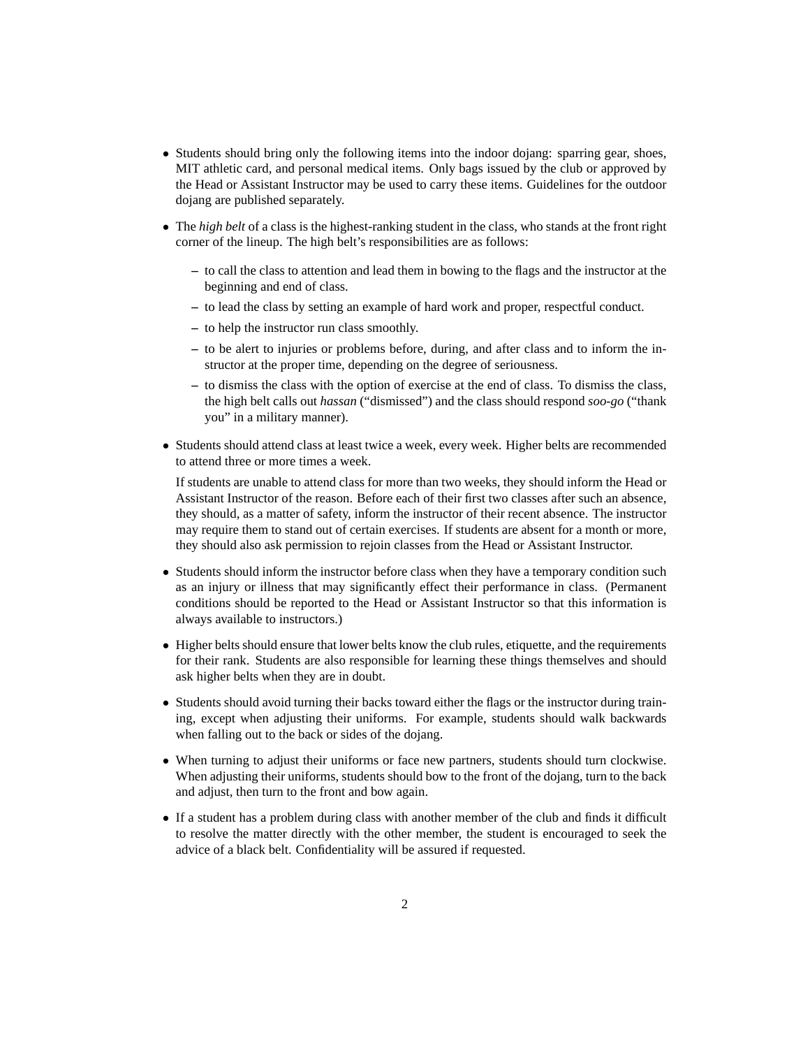- Students should bring only the following items into the indoor dojang: sparring gear, shoes, MIT athletic card, and personal medical items. Only bags issued by the club or approved by the Head or Assistant Instructor may be used to carry these items. Guidelines for the outdoor dojang are published separately.

- The *high belt* of a class is the highest-ranking student in the class, who stands at the front right corner of the lineup. The high belt's responsibilities are as follows:

  – to call the class to attention and lead them in bowing to the flags and the instructor at the beginning and end of class.

  – to lead the class by setting an example of hard work and proper, respectful conduct.

  – to help the instructor run class smoothly.

  – to be alert to injuries or problems before, during, and after class and to inform the instructor at the proper time, depending on the degree of seriousness.

  – to dismiss the class with the option of exercise at the end of class. To dismiss the class, the high belt calls out *hassan* ("dismissed") and the class should respond *soo-go* ("thank you" in a military manner).

- Students should attend class at least twice a week, every week. Higher belts are recommended to attend three or more times a week.

  If students are unable to attend class for more than two weeks, they should inform the Head or Assistant Instructor of the reason. Before each of their first two classes after such an absence, they should, as a matter of safety, inform the instructor of their recent absence. The instructor may require them to stand out of certain exercises. If students are absent for a month or more, they should also ask permission to rejoin classes from the Head or Assistant Instructor.

- Students should inform the instructor before class when they have a temporary condition such as an injury or illness that may significantly effect their performance in class. (Permanent conditions should be reported to the Head or Assistant Instructor so that this information is always available to instructors.)

- Higher belts should ensure that lower belts know the club rules, etiquette, and the requirements for their rank. Students are also responsible for learning these things themselves and should ask higher belts when they are in doubt.

- Students should avoid turning their backs toward either the flags or the instructor during training, except when adjusting their uniforms. For example, students should walk backwards when falling out to the back or sides of the dojang.

- When turning to adjust their uniforms or face new partners, students should turn clockwise. When adjusting their uniforms, students should bow to the front of the dojang, turn to the back and adjust, then turn to the front and bow again.

- If a student has a problem during class with another member of the club and finds it difficult to resolve the matter directly with the other member, the student is encouraged to seek the advice of a black belt. Confidentiality will be assured if requested.